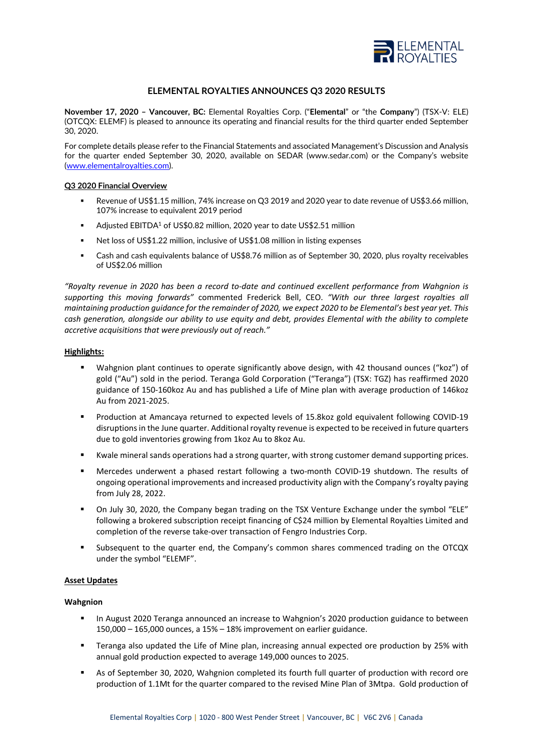# ELEMENTAL ROYALTIES ANNOUNCES Q3 2020 RESULTS

**November 17, 2020 – Vancouver, BC:** Elemental Royalties Corp. ("**Elemental**" or "the **Company**") (TSX-V: ELE) (OTCQX: ELEMF) is pleased to announce its operating and financial results for the third quarter ended September 30, 2020.

For complete details please refer to the Financial Statements and associated Management's Discussion and Analysis for the quarter ended September 30, 2020, available on SEDAR (www.sedar.com) or the Company's website (www.elementalroyalties.com).

**Q3 2020 Financial Overview**

- Revenue of US$1.15 million, 74% increase on Q3 2019 and 2020 year to date revenue of US$3.66 million, 107% increase to equivalent 2019 period
- Adjusted EBITDA[1] of US$0.82 million, 2020 year to date US$2.51 million
- Net loss of US$1.22 million, inclusive of US$1.08 million in listing expenses
- Cash and cash equivalents balance of US$8.76 million as of September 30, 2020, plus royalty receivables of US$2.06 million

*"Royalty revenue in 2020 has been a record to-date and continued excellent performance from Wahgnion is supporting this moving forwards"* commented Frederick Bell, CEO. *"With our three largest royalties all maintaining production guidance for the remainder of 2020, we expect 2020 to be Elemental's best year yet. This cash generation, alongside our ability to use equity and debt, provides Elemental with the ability to complete accretive acquisitions that were previously out of reach."*

**Highlights:**

- Wahgnion plant continues to operate significantly above design, with 42 thousand ounces ("koz") of gold ("Au") sold in the period. Teranga Gold Corporation ("Teranga") (TSX: TGZ) has reaffirmed 2020 guidance of 150-160koz Au and has published a Life of Mine plan with average production of 146koz Au from 2021-2025.
- Production at Amancaya returned to expected levels of 15.8koz gold equivalent following COVID-19 disruptions in the June quarter. Additional royalty revenue is expected to be received in future quarters due to gold inventories growing from 1koz Au to 8koz Au.
- Kwale mineral sands operations had a strong quarter, with strong customer demand supporting prices.
- Mercedes underwent a phased restart following a two-month COVID-19 shutdown. The results of ongoing operational improvements and increased productivity align with the Company's royalty paying from July 28, 2022.
- On July 30, 2020, the Company began trading on the TSX Venture Exchange under the symbol "ELE" following a brokered subscription receipt financing of C$24 million by Elemental Royalties Limited and completion of the reverse take-over transaction of Fengro Industries Corp.
- Subsequent to the quarter end, the Company's common shares commenced trading on the OTCQX under the symbol "ELEMF".

**Asset Updates**

**Wahgnion**

- In August 2020 Teranga announced an increase to Wahgnion's 2020 production guidance to between 150,000 – 165,000 ounces, a 15% – 18% improvement on earlier guidance.
- Teranga also updated the Life of Mine plan, increasing annual expected ore production by 25% with annual gold production expected to average 149,000 ounces to 2025.
- As of September 30, 2020, Wahgnion completed its fourth full quarter of production with record ore production of 1.1Mt for the quarter compared to the revised Mine Plan of 3Mtpa. Gold production of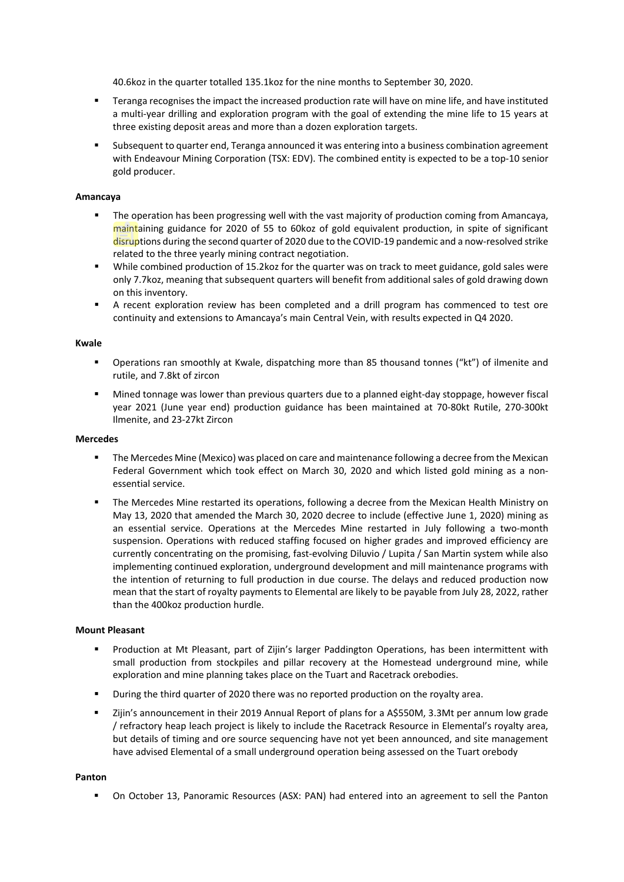40.6koz in the quarter totalled 135.1koz for the nine months to September 30, 2020.

- Teranga recognises the impact the increased production rate will have on mine life, and have instituted a multi-year drilling and exploration program with the goal of extending the mine life to 15 years at three existing deposit areas and more than a dozen exploration targets.
- Subsequent to quarter end, Teranga announced it was entering into a business combination agreement with Endeavour Mining Corporation (TSX: EDV). The combined entity is expected to be a top-10 senior gold producer.

**Amancaya**

- The operation has been progressing well with the vast majority of production coming from Amancaya, maintaining guidance for 2020 of 55 to 60koz of gold equivalent production, in spite of significant disruptions during the second quarter of 2020 due to the COVID-19 pandemic and a now-resolved strike related to the three yearly mining contract negotiation.
- While combined production of 15.2koz for the quarter was on track to meet guidance, gold sales were only 7.7koz, meaning that subsequent quarters will benefit from additional sales of gold drawing down on this inventory.
- A recent exploration review has been completed and a drill program has commenced to test ore continuity and extensions to Amancaya's main Central Vein, with results expected in Q4 2020.

**Kwale**

- Operations ran smoothly at Kwale, dispatching more than 85 thousand tonnes ("kt") of ilmenite and rutile, and 7.8kt of zircon
- Mined tonnage was lower than previous quarters due to a planned eight-day stoppage, however fiscal year 2021 (June year end) production guidance has been maintained at 70-80kt Rutile, 270-300kt Ilmenite, and 23-27kt Zircon

**Mercedes**

- The Mercedes Mine (Mexico) was placed on care and maintenance following a decree from the Mexican Federal Government which took effect on March 30, 2020 and which listed gold mining as a non-essential service.
- The Mercedes Mine restarted its operations, following a decree from the Mexican Health Ministry on May 13, 2020 that amended the March 30, 2020 decree to include (effective June 1, 2020) mining as an essential service. Operations at the Mercedes Mine restarted in July following a two-month suspension. Operations with reduced staffing focused on higher grades and improved efficiency are currently concentrating on the promising, fast-evolving Diluvio / Lupita / San Martin system while also implementing continued exploration, underground development and mill maintenance programs with the intention of returning to full production in due course. The delays and reduced production now mean that the start of royalty payments to Elemental are likely to be payable from July 28, 2022, rather than the 400koz production hurdle.

**Mount Pleasant**

- Production at Mt Pleasant, part of Zijin's larger Paddington Operations, has been intermittent with small production from stockpiles and pillar recovery at the Homestead underground mine, while exploration and mine planning takes place on the Tuart and Racetrack orebodies.
- During the third quarter of 2020 there was no reported production on the royalty area.
- Zijin's announcement in their 2019 Annual Report of plans for a A$550M, 3.3Mt per annum low grade / refractory heap leach project is likely to include the Racetrack Resource in Elemental's royalty area, but details of timing and ore source sequencing have not yet been announced, and site management have advised Elemental of a small underground operation being assessed on the Tuart orebody

**Panton**

- On October 13, Panoramic Resources (ASX: PAN) had entered into an agreement to sell the Panton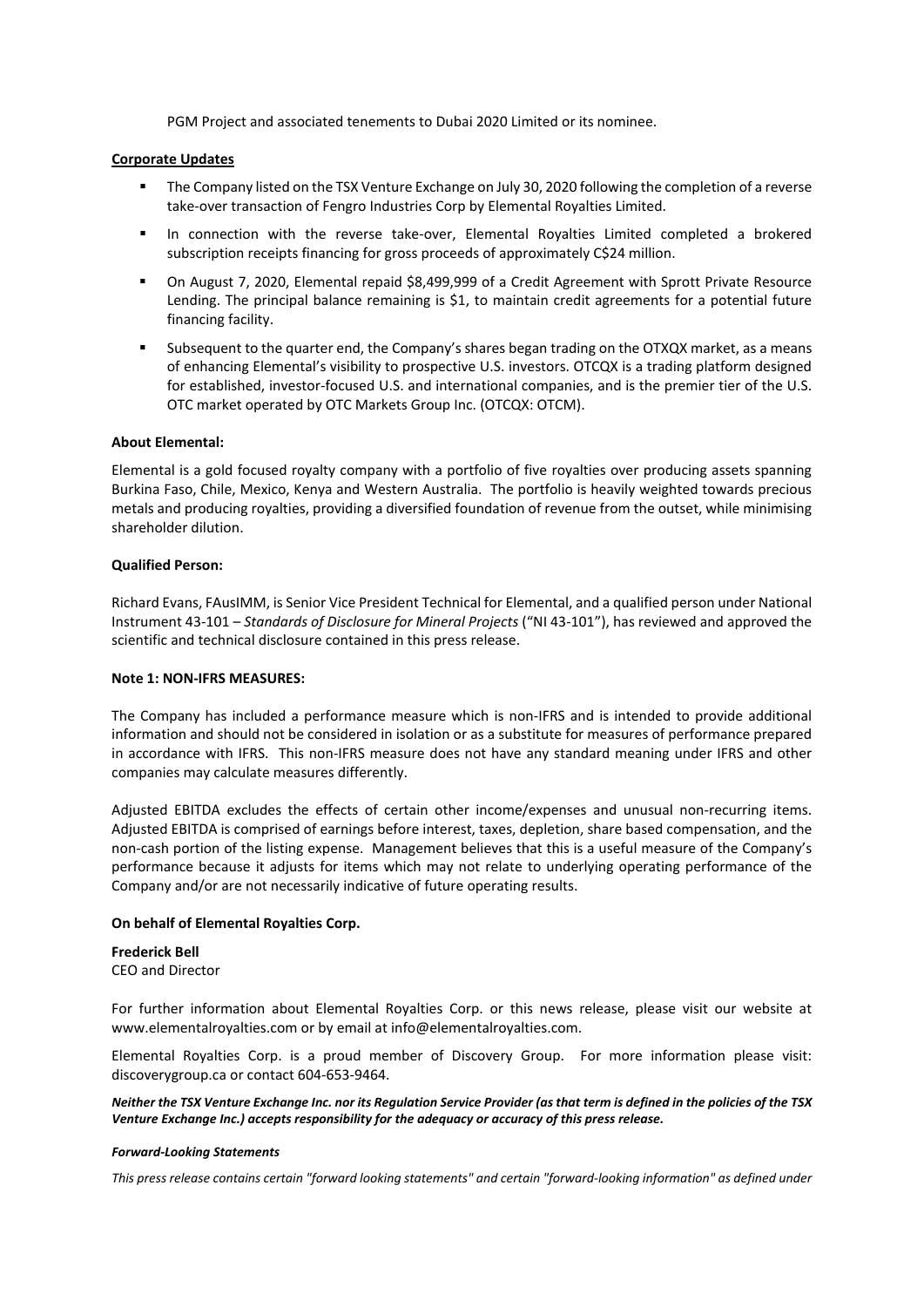PGM Project and associated tenements to Dubai 2020 Limited or its nominee.

**Corporate Updates**

- The Company listed on the TSX Venture Exchange on July 30, 2020 following the completion of a reverse take-over transaction of Fengro Industries Corp by Elemental Royalties Limited.
- In connection with the reverse take-over, Elemental Royalties Limited completed a brokered subscription receipts financing for gross proceeds of approximately C$24 million.
- On August 7, 2020, Elemental repaid $8,499,999 of a Credit Agreement with Sprott Private Resource Lending. The principal balance remaining is $1, to maintain credit agreements for a potential future financing facility.
- Subsequent to the quarter end, the Company's shares began trading on the OTXQX market, as a means of enhancing Elemental's visibility to prospective U.S. investors. OTCQX is a trading platform designed for established, investor-focused U.S. and international companies, and is the premier tier of the U.S. OTC market operated by OTC Markets Group Inc. (OTCQX: OTCM).

**About Elemental:**

Elemental is a gold focused royalty company with a portfolio of five royalties over producing assets spanning Burkina Faso, Chile, Mexico, Kenya and Western Australia. The portfolio is heavily weighted towards precious metals and producing royalties, providing a diversified foundation of revenue from the outset, while minimising shareholder dilution.

**Qualified Person:**

Richard Evans, FAusIMM, is Senior Vice President Technical for Elemental, and a qualified person under National Instrument 43-101 – *Standards of Disclosure for Mineral Projects* ("NI 43-101"), has reviewed and approved the scientific and technical disclosure contained in this press release.

**Note 1: NON-IFRS MEASURES:**

The Company has included a performance measure which is non-IFRS and is intended to provide additional information and should not be considered in isolation or as a substitute for measures of performance prepared in accordance with IFRS. This non-IFRS measure does not have any standard meaning under IFRS and other companies may calculate measures differently.

Adjusted EBITDA excludes the effects of certain other income/expenses and unusual non-recurring items. Adjusted EBITDA is comprised of earnings before interest, taxes, depletion, share based compensation, and the non-cash portion of the listing expense. Management believes that this is a useful measure of the Company's performance because it adjusts for items which may not relate to underlying operating performance of the Company and/or are not necessarily indicative of future operating results.

**On behalf of Elemental Royalties Corp.**

**Frederick Bell**
CEO and Director

For further information about Elemental Royalties Corp. or this news release, please visit our website at www.elementalroyalties.com or by email at info@elementalroyalties.com.

Elemental Royalties Corp. is a proud member of Discovery Group. For more information please visit: discoverygroup.ca or contact 604-653-9464.

***Neither the TSX Venture Exchange Inc. nor its Regulation Service Provider (as that term is defined in the policies of the TSX Venture Exchange Inc.) accepts responsibility for the adequacy or accuracy of this press release.***

***Forward-Looking Statements***

*This press release contains certain "forward looking statements" and certain "forward-looking information" as defined under*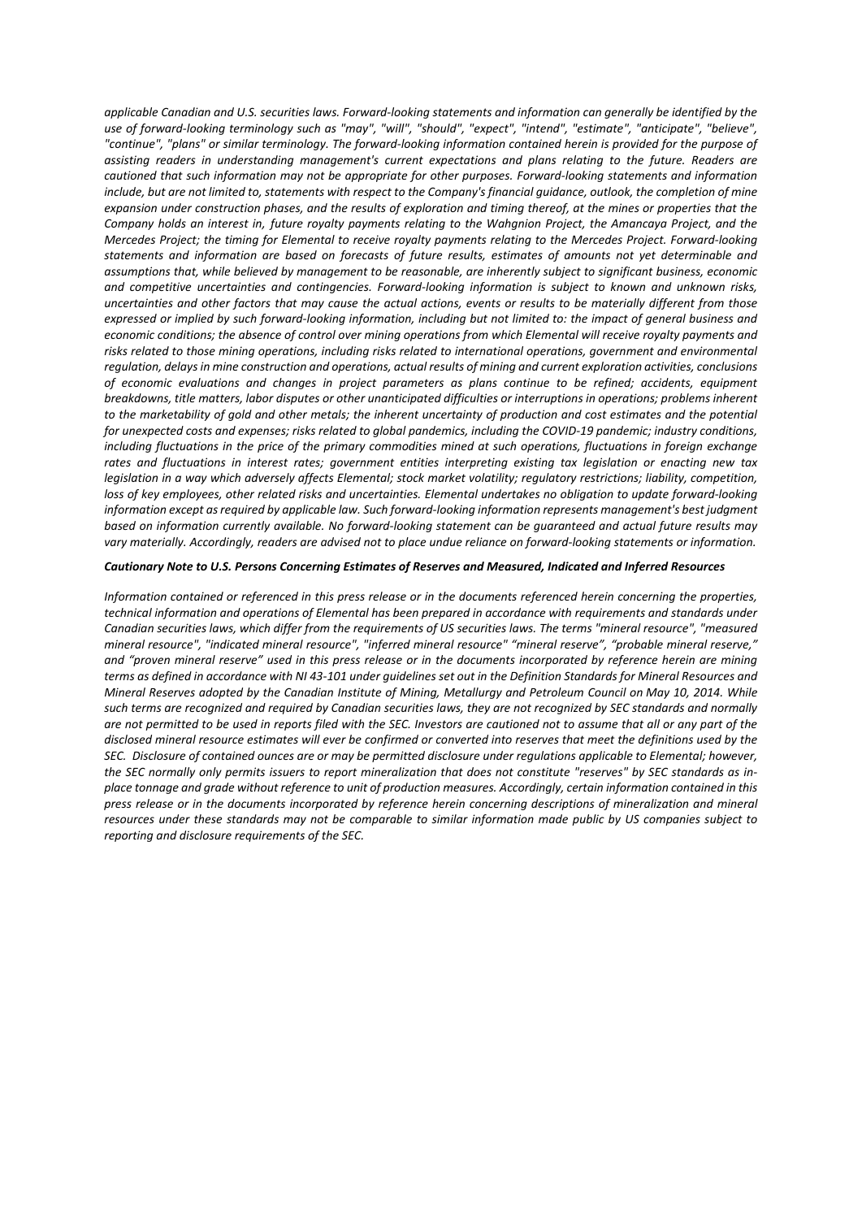*applicable Canadian and U.S. securities laws. Forward-looking statements and information can generally be identified by the use of forward-looking terminology such as "may", "will", "should", "expect", "intend", "estimate", "anticipate", "believe", "continue", "plans" or similar terminology. The forward-looking information contained herein is provided for the purpose of assisting readers in understanding management's current expectations and plans relating to the future. Readers are cautioned that such information may not be appropriate for other purposes. Forward-looking statements and information include, but are not limited to, statements with respect to the Company's financial guidance, outlook, the completion of mine expansion under construction phases, and the results of exploration and timing thereof, at the mines or properties that the Company holds an interest in, future royalty payments relating to the Wahgnion Project, the Amancaya Project, and the Mercedes Project; the timing for Elemental to receive royalty payments relating to the Mercedes Project. Forward-looking statements and information are based on forecasts of future results, estimates of amounts not yet determinable and assumptions that, while believed by management to be reasonable, are inherently subject to significant business, economic and competitive uncertainties and contingencies. Forward-looking information is subject to known and unknown risks, uncertainties and other factors that may cause the actual actions, events or results to be materially different from those expressed or implied by such forward-looking information, including but not limited to: the impact of general business and economic conditions; the absence of control over mining operations from which Elemental will receive royalty payments and risks related to those mining operations, including risks related to international operations, government and environmental regulation, delays in mine construction and operations, actual results of mining and current exploration activities, conclusions of economic evaluations and changes in project parameters as plans continue to be refined; accidents, equipment breakdowns, title matters, labor disputes or other unanticipated difficulties or interruptions in operations; problems inherent to the marketability of gold and other metals; the inherent uncertainty of production and cost estimates and the potential for unexpected costs and expenses; risks related to global pandemics, including the COVID-19 pandemic; industry conditions, including fluctuations in the price of the primary commodities mined at such operations, fluctuations in foreign exchange rates and fluctuations in interest rates; government entities interpreting existing tax legislation or enacting new tax legislation in a way which adversely affects Elemental; stock market volatility; regulatory restrictions; liability, competition, loss of key employees, other related risks and uncertainties. Elemental undertakes no obligation to update forward-looking information except as required by applicable law. Such forward-looking information represents management's best judgment based on information currently available. No forward-looking statement can be guaranteed and actual future results may vary materially. Accordingly, readers are advised not to place undue reliance on forward-looking statements or information.*

***Cautionary Note to U.S. Persons Concerning Estimates of Reserves and Measured, Indicated and Inferred Resources***

*Information contained or referenced in this press release or in the documents referenced herein concerning the properties, technical information and operations of Elemental has been prepared in accordance with requirements and standards under Canadian securities laws, which differ from the requirements of US securities laws. The terms "mineral resource", "measured mineral resource", "indicated mineral resource", "inferred mineral resource" "mineral reserve", "probable mineral reserve," and "proven mineral reserve" used in this press release or in the documents incorporated by reference herein are mining terms as defined in accordance with NI 43-101 under guidelines set out in the Definition Standards for Mineral Resources and Mineral Reserves adopted by the Canadian Institute of Mining, Metallurgy and Petroleum Council on May 10, 2014. While such terms are recognized and required by Canadian securities laws, they are not recognized by SEC standards and normally are not permitted to be used in reports filed with the SEC. Investors are cautioned not to assume that all or any part of the disclosed mineral resource estimates will ever be confirmed or converted into reserves that meet the definitions used by the SEC. Disclosure of contained ounces are or may be permitted disclosure under regulations applicable to Elemental; however, the SEC normally only permits issuers to report mineralization that does not constitute "reserves" by SEC standards as in-place tonnage and grade without reference to unit of production measures. Accordingly, certain information contained in this press release or in the documents incorporated by reference herein concerning descriptions of mineralization and mineral resources under these standards may not be comparable to similar information made public by US companies subject to reporting and disclosure requirements of the SEC.*